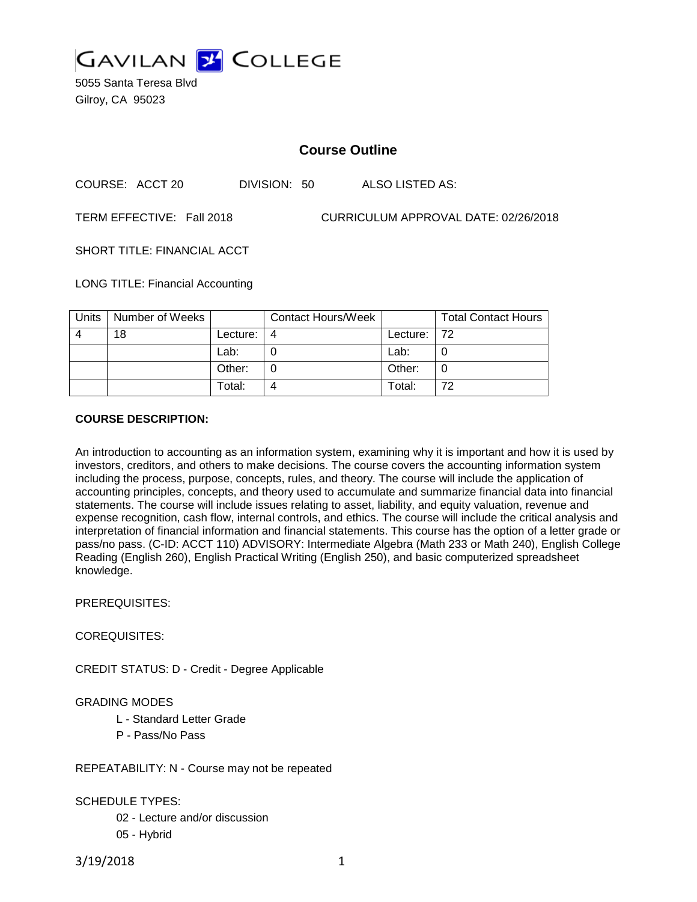# GAVILAN COLLEGE

5055 Santa Teresa Blvd
Gilroy, CA 95023

## Course Outline

COURSE: ACCT 20 DIVISION: 50 ALSO LISTED AS:

TERM EFFECTIVE: Fall 2018 CURRICULUM APPROVAL DATE: 02/26/2018

SHORT TITLE: FINANCIAL ACCT

LONG TITLE: Financial Accounting

| Units | Number of Weeks | | Contact Hours/Week | | Total Contact Hours |
|---|---|---|---|---|---|
| 4 | 18 | Lecture: | 4 | Lecture: | 72 |
| | | Lab: | 0 | Lab: | 0 |
| | | Other: | 0 | Other: | 0 |
| | | Total: | 4 | Total: | 72 |

**COURSE DESCRIPTION:**

An introduction to accounting as an information system, examining why it is important and how it is used by investors, creditors, and others to make decisions. The course covers the accounting information system including the process, purpose, concepts, rules, and theory. The course will include the application of accounting principles, concepts, and theory used to accumulate and summarize financial data into financial statements. The course will include issues relating to asset, liability, and equity valuation, revenue and expense recognition, cash flow, internal controls, and ethics. The course will include the critical analysis and interpretation of financial information and financial statements. This course has the option of a letter grade or pass/no pass. (C-ID: ACCT 110) ADVISORY: Intermediate Algebra (Math 233 or Math 240), English College Reading (English 260), English Practical Writing (English 250), and basic computerized spreadsheet knowledge.

PREREQUISITES:

COREQUISITES:

CREDIT STATUS: D - Credit - Degree Applicable

GRADING MODES

- L - Standard Letter Grade
- P - Pass/No Pass

REPEATABILITY: N - Course may not be repeated

SCHEDULE TYPES:

- 02 - Lecture and/or discussion
- 05 - Hybrid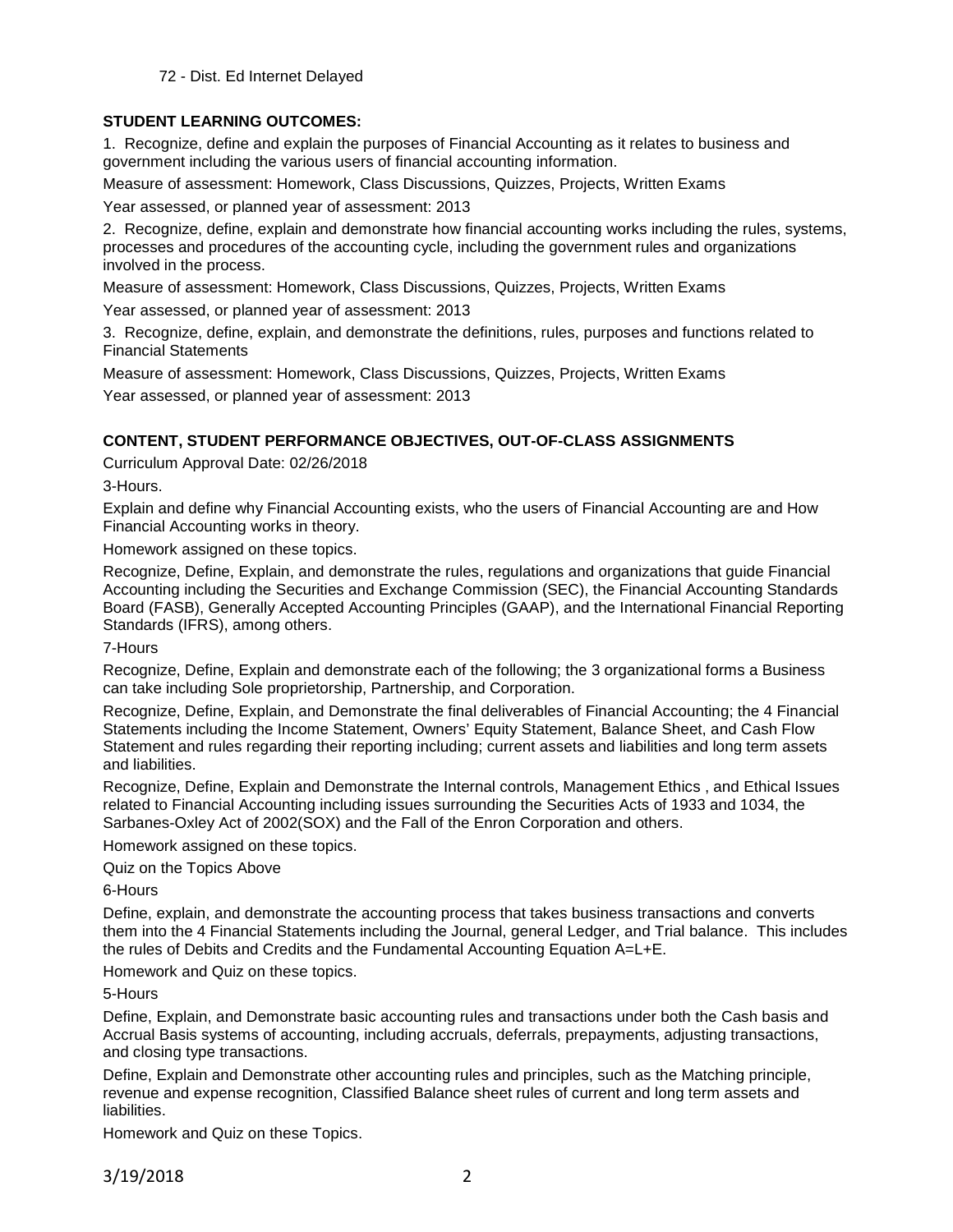72 - Dist. Ed Internet Delayed

**STUDENT LEARNING OUTCOMES:**

1. Recognize, define and explain the purposes of Financial Accounting as it relates to business and government including the various users of financial accounting information.

Measure of assessment: Homework, Class Discussions, Quizzes, Projects, Written Exams

Year assessed, or planned year of assessment: 2013

2. Recognize, define, explain and demonstrate how financial accounting works including the rules, systems, processes and procedures of the accounting cycle, including the government rules and organizations involved in the process.

Measure of assessment: Homework, Class Discussions, Quizzes, Projects, Written Exams

Year assessed, or planned year of assessment: 2013

3. Recognize, define, explain, and demonstrate the definitions, rules, purposes and functions related to Financial Statements

Measure of assessment: Homework, Class Discussions, Quizzes, Projects, Written Exams

Year assessed, or planned year of assessment: 2013

**CONTENT, STUDENT PERFORMANCE OBJECTIVES, OUT-OF-CLASS ASSIGNMENTS**

Curriculum Approval Date: 02/26/2018

3-Hours.

Explain and define why Financial Accounting exists, who the users of Financial Accounting are and How Financial Accounting works in theory.

Homework assigned on these topics.

Recognize, Define, Explain, and demonstrate the rules, regulations and organizations that guide Financial Accounting including the Securities and Exchange Commission (SEC), the Financial Accounting Standards Board (FASB), Generally Accepted Accounting Principles (GAAP), and the International Financial Reporting Standards (IFRS), among others.

7-Hours

Recognize, Define, Explain and demonstrate each of the following; the 3 organizational forms a Business can take including Sole proprietorship, Partnership, and Corporation.

Recognize, Define, Explain, and Demonstrate the final deliverables of Financial Accounting; the 4 Financial Statements including the Income Statement, Owners' Equity Statement, Balance Sheet, and Cash Flow Statement and rules regarding their reporting including; current assets and liabilities and long term assets and liabilities.

Recognize, Define, Explain and Demonstrate the Internal controls, Management Ethics , and Ethical Issues related to Financial Accounting including issues surrounding the Securities Acts of 1933 and 1034, the Sarbanes-Oxley Act of 2002(SOX) and the Fall of the Enron Corporation and others.

Homework assigned on these topics.

Quiz on the Topics Above

6-Hours

Define, explain, and demonstrate the accounting process that takes business transactions and converts them into the 4 Financial Statements including the Journal, general Ledger, and Trial balance. This includes the rules of Debits and Credits and the Fundamental Accounting Equation A=L+E.

Homework and Quiz on these topics.

5-Hours

Define, Explain, and Demonstrate basic accounting rules and transactions under both the Cash basis and Accrual Basis systems of accounting, including accruals, deferrals, prepayments, adjusting transactions, and closing type transactions.

Define, Explain and Demonstrate other accounting rules and principles, such as the Matching principle, revenue and expense recognition, Classified Balance sheet rules of current and long term assets and liabilities.

Homework and Quiz on these Topics.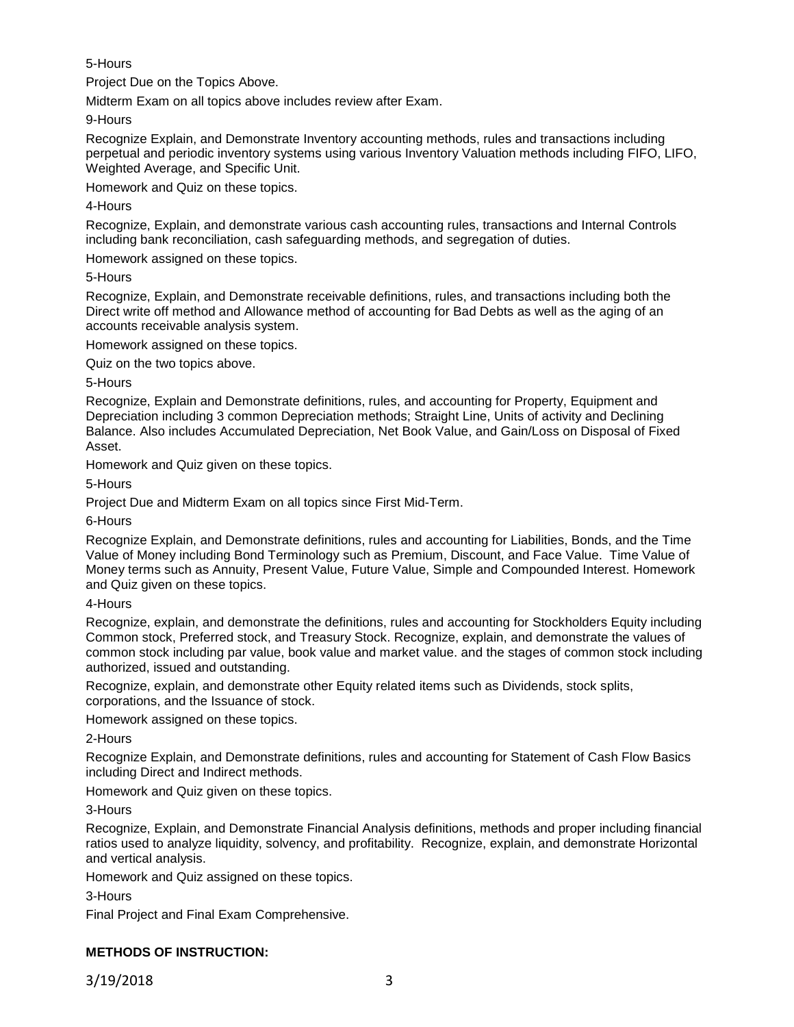5-Hours

Project Due on the Topics Above.

Midterm Exam on all topics above includes review after Exam.

9-Hours

Recognize Explain, and Demonstrate Inventory accounting methods, rules and transactions including perpetual and periodic inventory systems using various Inventory Valuation methods including FIFO, LIFO, Weighted Average, and Specific Unit.

Homework and Quiz on these topics.

4-Hours

Recognize, Explain, and demonstrate various cash accounting rules, transactions and Internal Controls including bank reconciliation, cash safeguarding methods, and segregation of duties.

Homework assigned on these topics.

5-Hours

Recognize, Explain, and Demonstrate receivable definitions, rules, and transactions including both the Direct write off method and Allowance method of accounting for Bad Debts as well as the aging of an accounts receivable analysis system.

Homework assigned on these topics.

Quiz on the two topics above.

5-Hours

Recognize, Explain and Demonstrate definitions, rules, and accounting for Property, Equipment and Depreciation including 3 common Depreciation methods; Straight Line, Units of activity and Declining Balance. Also includes Accumulated Depreciation, Net Book Value, and Gain/Loss on Disposal of Fixed Asset.

Homework and Quiz given on these topics.

5-Hours

Project Due and Midterm Exam on all topics since First Mid-Term.

6-Hours

Recognize Explain, and Demonstrate definitions, rules and accounting for Liabilities, Bonds, and the Time Value of Money including Bond Terminology such as Premium, Discount, and Face Value. Time Value of Money terms such as Annuity, Present Value, Future Value, Simple and Compounded Interest. Homework and Quiz given on these topics.

4-Hours

Recognize, explain, and demonstrate the definitions, rules and accounting for Stockholders Equity including Common stock, Preferred stock, and Treasury Stock. Recognize, explain, and demonstrate the values of common stock including par value, book value and market value. and the stages of common stock including authorized, issued and outstanding.

Recognize, explain, and demonstrate other Equity related items such as Dividends, stock splits, corporations, and the Issuance of stock.

Homework assigned on these topics.

2-Hours

Recognize Explain, and Demonstrate definitions, rules and accounting for Statement of Cash Flow Basics including Direct and Indirect methods.

Homework and Quiz given on these topics.

3-Hours

Recognize, Explain, and Demonstrate Financial Analysis definitions, methods and proper including financial ratios used to analyze liquidity, solvency, and profitability. Recognize, explain, and demonstrate Horizontal and vertical analysis.

Homework and Quiz assigned on these topics.

3-Hours

Final Project and Final Exam Comprehensive.

**METHODS OF INSTRUCTION:**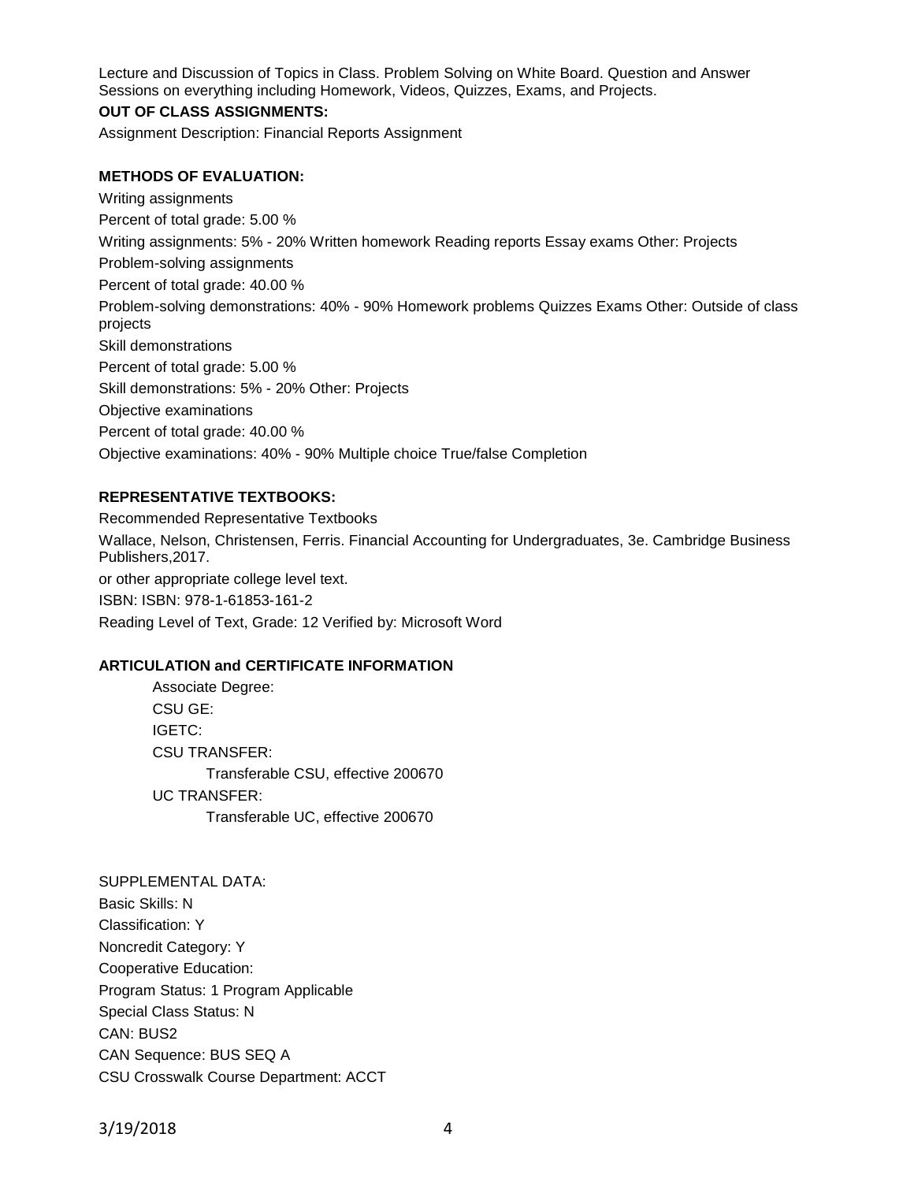Lecture and Discussion of Topics in Class. Problem Solving on White Board. Question and Answer Sessions on everything including Homework, Videos, Quizzes, Exams, and Projects.

**OUT OF CLASS ASSIGNMENTS:**

Assignment Description: Financial Reports Assignment

**METHODS OF EVALUATION:**

Writing assignments

Percent of total grade: 5.00 %

Writing assignments: 5% - 20% Written homework Reading reports Essay exams Other: Projects

Problem-solving assignments

Percent of total grade: 40.00 %

Problem-solving demonstrations: 40% - 90% Homework problems Quizzes Exams Other: Outside of class projects

Skill demonstrations

Percent of total grade: 5.00 %

Skill demonstrations: 5% - 20% Other: Projects

Objective examinations

Percent of total grade: 40.00 %

Objective examinations: 40% - 90% Multiple choice True/false Completion

**REPRESENTATIVE TEXTBOOKS:**

Recommended Representative Textbooks

Wallace, Nelson, Christensen, Ferris. Financial Accounting for Undergraduates, 3e. Cambridge Business Publishers,2017.

or other appropriate college level text.

ISBN: ISBN: 978-1-61853-161-2

Reading Level of Text, Grade: 12 Verified by: Microsoft Word

**ARTICULATION and CERTIFICATE INFORMATION**

Associate Degree:

CSU GE:

IGETC:

CSU TRANSFER:

Transferable CSU, effective 200670

UC TRANSFER:

Transferable UC, effective 200670

SUPPLEMENTAL DATA:

Basic Skills: N

Classification: Y

Noncredit Category: Y

Cooperative Education:

Program Status: 1 Program Applicable

Special Class Status: N

CAN: BUS2

CAN Sequence: BUS SEQ A

CSU Crosswalk Course Department: ACCT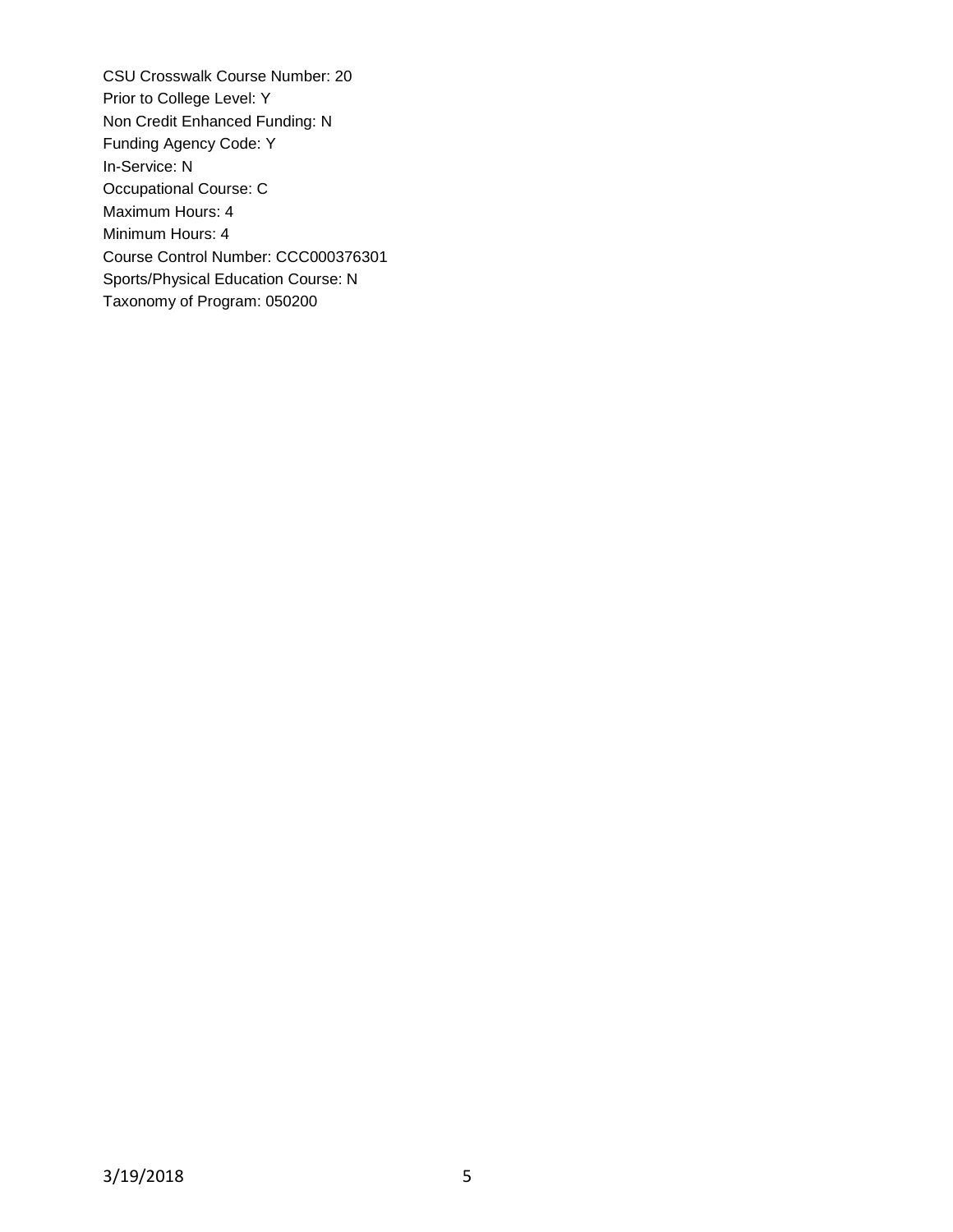CSU Crosswalk Course Number: 20
Prior to College Level: Y
Non Credit Enhanced Funding: N
Funding Agency Code: Y
In-Service: N
Occupational Course: C
Maximum Hours: 4
Minimum Hours: 4
Course Control Number: CCC000376301
Sports/Physical Education Course: N
Taxonomy of Program: 050200